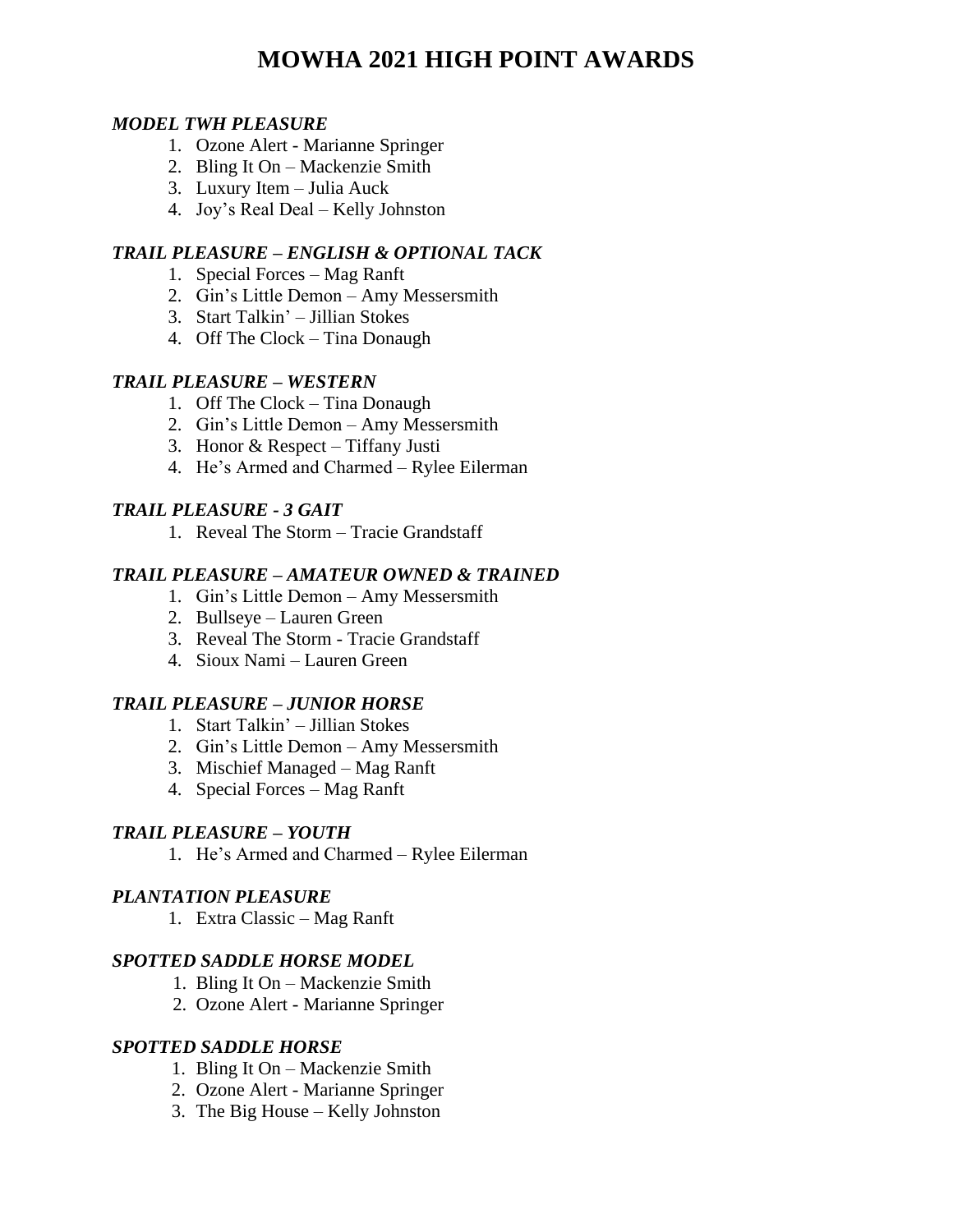# MOWHA 2021 HIGH POINT AWARDS

***MODEL TWH PLEASURE***

1. Ozone Alert - Marianne Springer
2. Bling It On – Mackenzie Smith
3. Luxury Item – Julia Auck
4. Joy's Real Deal – Kelly Johnston

***TRAIL PLEASURE – ENGLISH & OPTIONAL TACK***

1. Special Forces – Mag Ranft
2. Gin's Little Demon – Amy Messersmith
3. Start Talkin' – Jillian Stokes
4. Off The Clock – Tina Donaugh

***TRAIL PLEASURE – WESTERN***

1. Off The Clock – Tina Donaugh
2. Gin's Little Demon – Amy Messersmith
3. Honor & Respect – Tiffany Justi
4. He's Armed and Charmed – Rylee Eilerman

***TRAIL PLEASURE - 3 GAIT***

1. Reveal The Storm – Tracie Grandstaff

***TRAIL PLEASURE – AMATEUR OWNED & TRAINED***

1. Gin's Little Demon – Amy Messersmith
2. Bullseye – Lauren Green
3. Reveal The Storm - Tracie Grandstaff
4. Sioux Nami – Lauren Green

***TRAIL PLEASURE – JUNIOR HORSE***

1. Start Talkin' – Jillian Stokes
2. Gin's Little Demon – Amy Messersmith
3. Mischief Managed – Mag Ranft
4. Special Forces – Mag Ranft

***TRAIL PLEASURE – YOUTH***

1. He's Armed and Charmed – Rylee Eilerman

***PLANTATION PLEASURE***

1. Extra Classic – Mag Ranft

***SPOTTED SADDLE HORSE MODEL***

1. Bling It On – Mackenzie Smith
2. Ozone Alert - Marianne Springer

***SPOTTED SADDLE HORSE***

1. Bling It On – Mackenzie Smith
2. Ozone Alert - Marianne Springer
3. The Big House – Kelly Johnston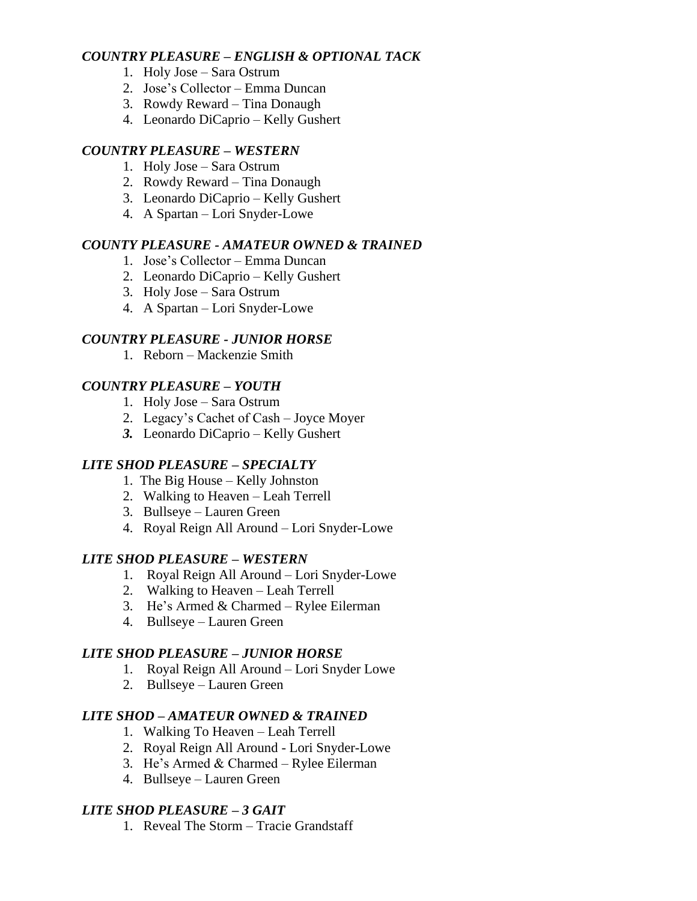***COUNTRY PLEASURE – ENGLISH & OPTIONAL TACK***

1. Holy Jose – Sara Ostrum
2. Jose's Collector – Emma Duncan
3. Rowdy Reward – Tina Donaugh
4. Leonardo DiCaprio – Kelly Gushert

***COUNTRY PLEASURE – WESTERN***

1. Holy Jose – Sara Ostrum
2. Rowdy Reward – Tina Donaugh
3. Leonardo DiCaprio – Kelly Gushert
4. A Spartan – Lori Snyder-Lowe

***COUNTY PLEASURE - AMATEUR OWNED & TRAINED***

1. Jose's Collector – Emma Duncan
2. Leonardo DiCaprio – Kelly Gushert
3. Holy Jose – Sara Ostrum
4. A Spartan – Lori Snyder-Lowe

***COUNTRY PLEASURE - JUNIOR HORSE***

1. Reborn – Mackenzie Smith

***COUNTRY PLEASURE – YOUTH***

1. Holy Jose – Sara Ostrum
2. Legacy's Cachet of Cash – Joyce Moyer
3. Leonardo DiCaprio – Kelly Gushert

***LITE SHOD PLEASURE – SPECIALTY***

1. The Big House – Kelly Johnston
2. Walking to Heaven – Leah Terrell
3. Bullseye – Lauren Green
4. Royal Reign All Around – Lori Snyder-Lowe

***LITE SHOD PLEASURE – WESTERN***

1. Royal Reign All Around – Lori Snyder-Lowe
2. Walking to Heaven – Leah Terrell
3. He's Armed & Charmed – Rylee Eilerman
4. Bullseye – Lauren Green

***LITE SHOD PLEASURE – JUNIOR HORSE***

1. Royal Reign All Around – Lori Snyder Lowe
2. Bullseye – Lauren Green

***LITE SHOD – AMATEUR OWNED & TRAINED***

1. Walking To Heaven – Leah Terrell
2. Royal Reign All Around - Lori Snyder-Lowe
3. He's Armed & Charmed – Rylee Eilerman
4. Bullseye – Lauren Green

***LITE SHOD PLEASURE – 3 GAIT***

1. Reveal The Storm – Tracie Grandstaff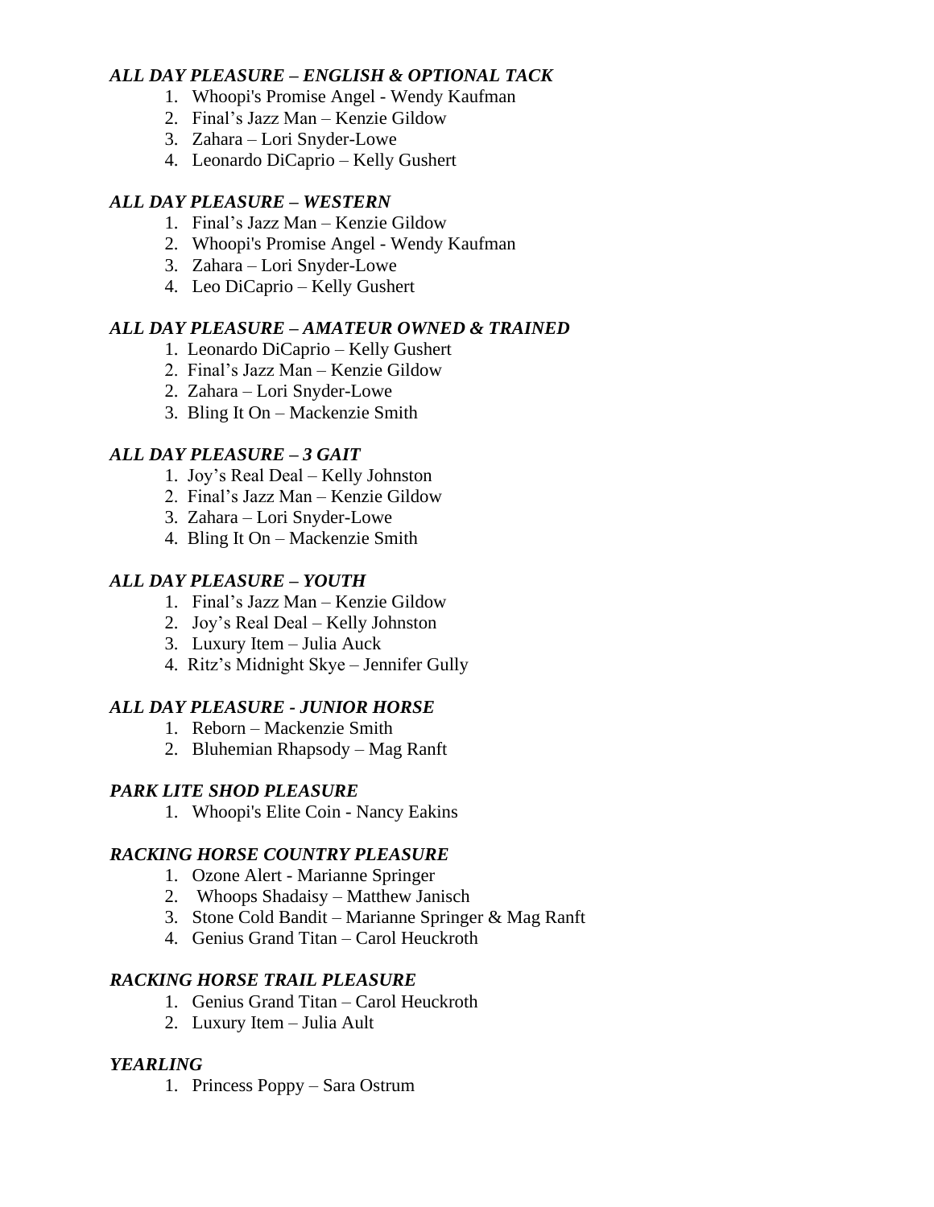### *ALL DAY PLEASURE – ENGLISH & OPTIONAL TACK*

1. Whoopi's Promise Angel - Wendy Kaufman
2. Final's Jazz Man – Kenzie Gildow
3. Zahara – Lori Snyder-Lowe
4. Leonardo DiCaprio – Kelly Gushert

### *ALL DAY PLEASURE – WESTERN*

1. Final's Jazz Man – Kenzie Gildow
2. Whoopi's Promise Angel - Wendy Kaufman
3. Zahara – Lori Snyder-Lowe
4. Leo DiCaprio – Kelly Gushert

### *ALL DAY PLEASURE – AMATEUR OWNED & TRAINED*

1. Leonardo DiCaprio – Kelly Gushert
2. Final's Jazz Man – Kenzie Gildow
2. Zahara – Lori Snyder-Lowe
3. Bling It On – Mackenzie Smith

### *ALL DAY PLEASURE – 3 GAIT*

1. Joy's Real Deal – Kelly Johnston
2. Final's Jazz Man – Kenzie Gildow
3. Zahara – Lori Snyder-Lowe
4. Bling It On – Mackenzie Smith

### *ALL DAY PLEASURE – YOUTH*

1. Final's Jazz Man – Kenzie Gildow
2. Joy's Real Deal – Kelly Johnston
3. Luxury Item – Julia Auck
4. Ritz's Midnight Skye – Jennifer Gully

### *ALL DAY PLEASURE - JUNIOR HORSE*

1. Reborn – Mackenzie Smith
2. Bluhemian Rhapsody – Mag Ranft

### *PARK LITE SHOD PLEASURE*

1. Whoopi's Elite Coin - Nancy Eakins

### *RACKING HORSE COUNTRY PLEASURE*

1. Ozone Alert - Marianne Springer
2. Whoops Shadaisy – Matthew Janisch
3. Stone Cold Bandit – Marianne Springer & Mag Ranft
4. Genius Grand Titan – Carol Heuckroth

### *RACKING HORSE TRAIL PLEASURE*

1. Genius Grand Titan – Carol Heuckroth
2. Luxury Item – Julia Ault

### *YEARLING*

1. Princess Poppy – Sara Ostrum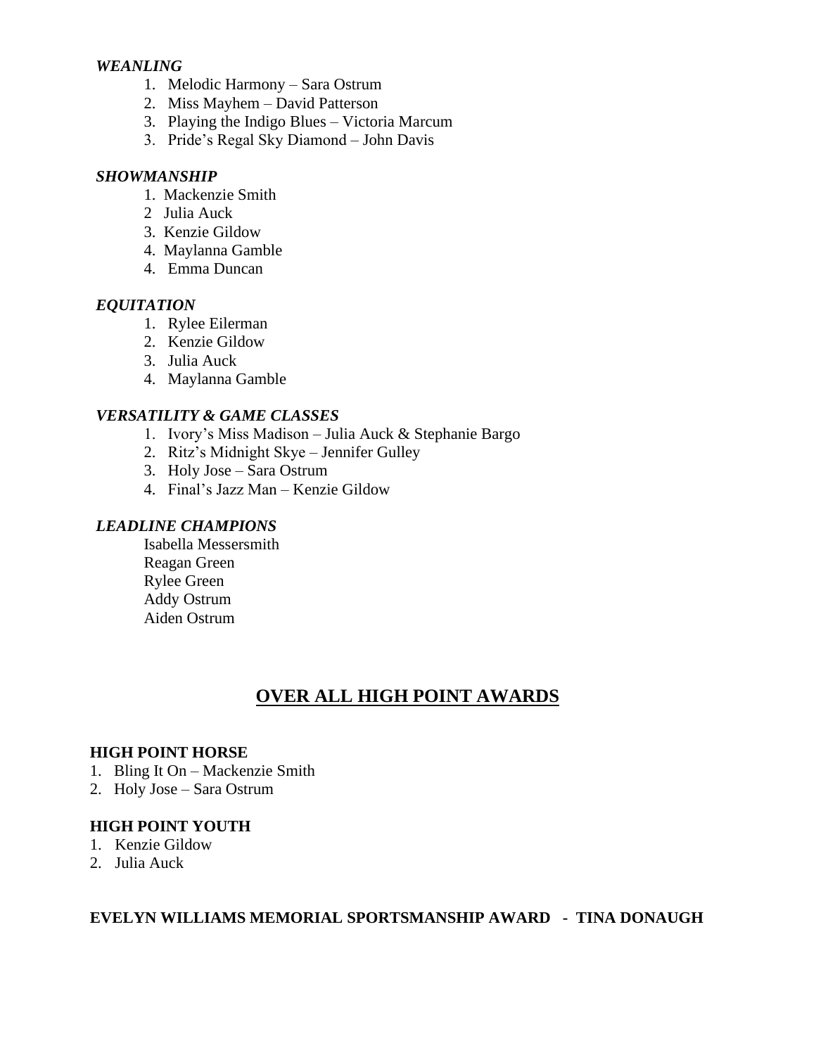***WEANLING***

1. Melodic Harmony – Sara Ostrum
2. Miss Mayhem – David Patterson
3. Playing the Indigo Blues – Victoria Marcum
3. Pride's Regal Sky Diamond – John Davis

***SHOWMANSHIP***

1. Mackenzie Smith
2 Julia Auck
3. Kenzie Gildow
4. Maylanna Gamble
4. Emma Duncan

***EQUITATION***

1. Rylee Eilerman
2. Kenzie Gildow
3. Julia Auck
4. Maylanna Gamble

***VERSATILITY & GAME CLASSES***

1. Ivory's Miss Madison – Julia Auck & Stephanie Bargo
2. Ritz's Midnight Skye – Jennifer Gulley
3. Holy Jose – Sara Ostrum
4. Final's Jazz Man – Kenzie Gildow

***LEADLINE CHAMPIONS***

Isabella Messersmith
Reagan Green
Rylee Green
Addy Ostrum
Aiden Ostrum

## OVER ALL HIGH POINT AWARDS

**HIGH POINT HORSE**

1. Bling It On – Mackenzie Smith
2. Holy Jose – Sara Ostrum

**HIGH POINT YOUTH**

1. Kenzie Gildow
2. Julia Auck

**EVELYN WILLIAMS MEMORIAL SPORTSMANSHIP AWARD - TINA DONAUGH**